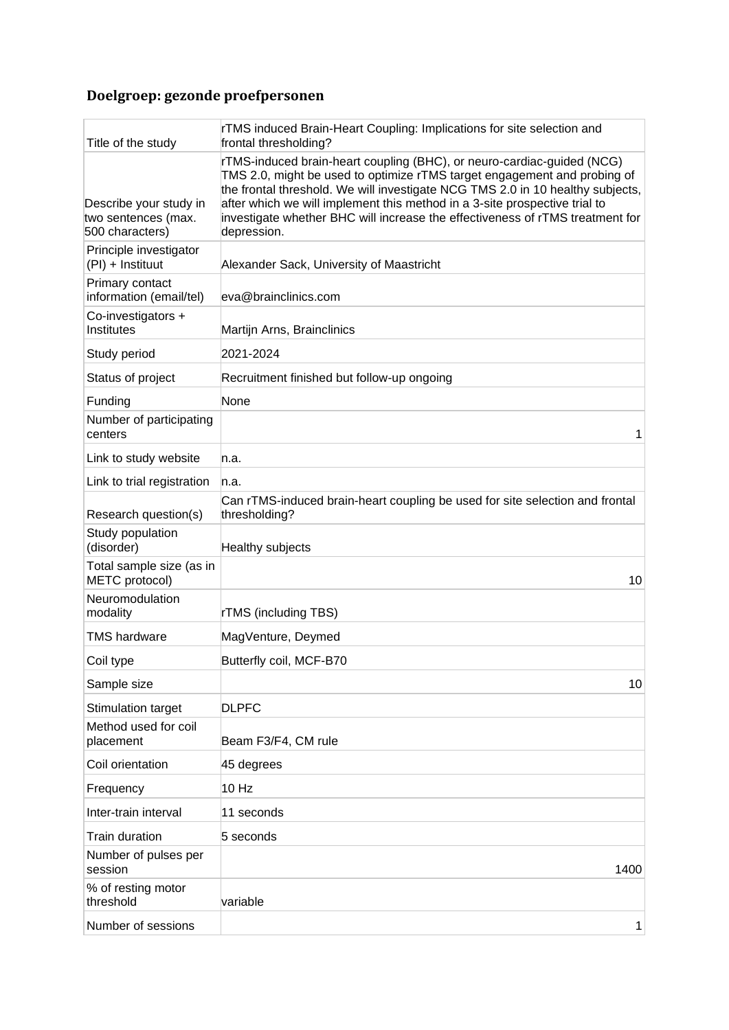## Doelgroep: gezonde proefpersonen

| | |
|---|---|
| Title of the study | rTMS induced Brain-Heart Coupling: Implications for site selection and frontal thresholding? |
| Describe your study in two sentences (max. 500 characters) | rTMS-induced brain-heart coupling (BHC), or neuro-cardiac-guided (NCG) TMS 2.0, might be used to optimize rTMS target engagement and probing of the frontal threshold. We will investigate NCG TMS 2.0 in 10 healthy subjects, after which we will implement this method in a 3-site prospective trial to investigate whether BHC will increase the effectiveness of rTMS treatment for depression. |
| Principle investigator (PI) + Instituut | Alexander Sack, University of Maastricht |
| Primary contact information (email/tel) | eva@brainclinics.com |
| Co-investigators + Institutes | Martijn Arns, Brainclinics |
| Study period | 2021-2024 |
| Status of project | Recruitment finished but follow-up ongoing |
| Funding | None |
| Number of participating centers | 1 |
| Link to study website | n.a. |
| Link to trial registration | n.a. |
| Research question(s) | Can rTMS-induced brain-heart coupling be used for site selection and frontal thresholding? |
| Study population (disorder) | Healthy subjects |
| Total sample size (as in METC protocol) | 10 |
| Neuromodulation modality | rTMS (including TBS) |
| TMS hardware | MagVenture, Deymed |
| Coil type | Butterfly coil, MCF-B70 |
| Sample size | 10 |
| Stimulation target | DLPFC |
| Method used for coil placement | Beam F3/F4, CM rule |
| Coil orientation | 45 degrees |
| Frequency | 10 Hz |
| Inter-train interval | 11 seconds |
| Train duration | 5 seconds |
| Number of pulses per session | 1400 |
| % of resting motor threshold | variable |
| Number of sessions | 1 |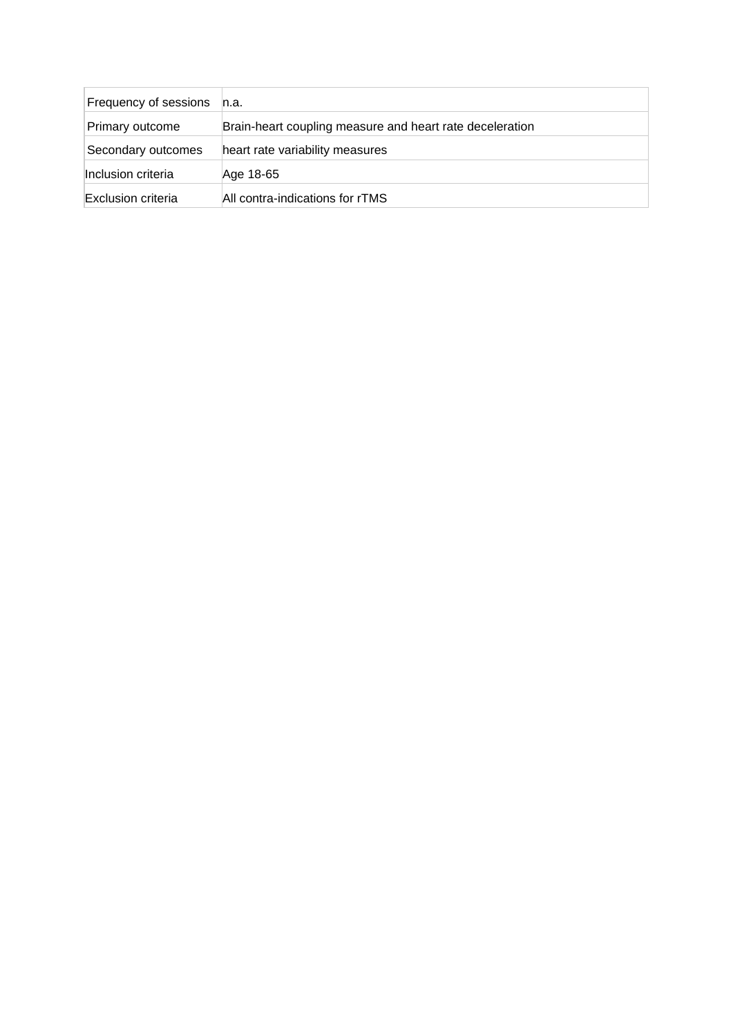| | |
|---|---|
| Frequency of sessions | n.a. |
| Primary outcome | Brain-heart coupling measure and heart rate deceleration |
| Secondary outcomes | heart rate variability measures |
| Inclusion criteria | Age 18-65 |
| Exclusion criteria | All contra-indications for rTMS |